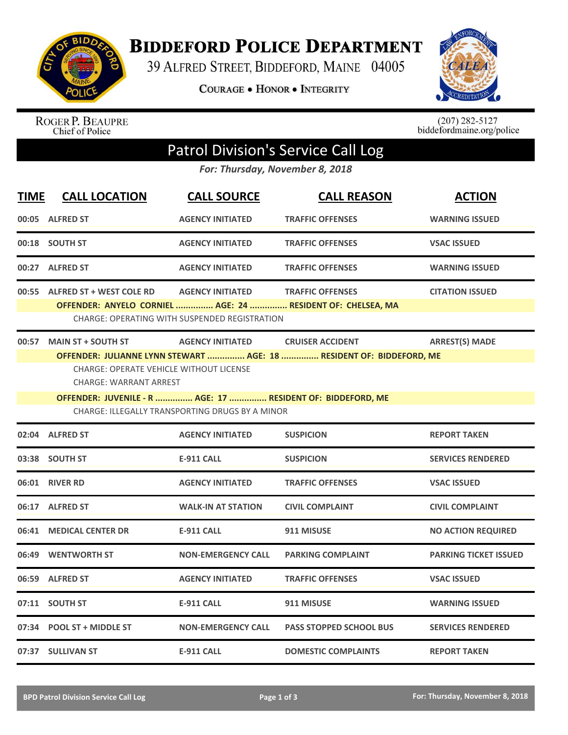# BIDDEFORD POLICE DEPARTMENT

39 ALFRED STREET, BIDDEFORD, MAINE 04005

COURAGE • HONOR • INTEGRITY

ROGER P. BEAUPRE
Chief of Police

(207) 282-5127
biddefordmaine.org/police

## Patrol Division's Service Call Log

*For: Thursday, November 8, 2018*

| TIME | CALL LOCATION | CALL SOURCE | CALL REASON | ACTION |
|---|---|---|---|---|
| 00:05 | ALFRED ST | AGENCY INITIATED | TRAFFIC OFFENSES | WARNING ISSUED |
| 00:18 | SOUTH ST | AGENCY INITIATED | TRAFFIC OFFENSES | VSAC ISSUED |
| 00:27 | ALFRED ST | AGENCY INITIATED | TRAFFIC OFFENSES | WARNING ISSUED |
| 00:55 | ALFRED ST + WEST COLE RD | AGENCY INITIATED | TRAFFIC OFFENSES | CITATION ISSUED |
| | OFFENDER: ANYELO CORNIEL ............... AGE: 24 ............... RESIDENT OF: CHELSEA, MA | | | |
| | CHARGE: OPERATING WITH SUSPENDED REGISTRATION | | | |
| 00:57 | MAIN ST + SOUTH ST | AGENCY INITIATED | CRUISER ACCIDENT | ARREST(S) MADE |
| | OFFENDER: JULIANNE LYNN STEWART ............... AGE: 18 ............... RESIDENT OF: BIDDEFORD, ME | | | |
| | CHARGE: OPERATE VEHICLE WITHOUT LICENSE | | | |
| | CHARGE: WARRANT ARREST | | | |
| | OFFENDER: JUVENILE - R ............... AGE: 17 ............... RESIDENT OF: BIDDEFORD, ME | | | |
| | CHARGE: ILLEGALLY TRANSPORTING DRUGS BY A MINOR | | | |
| 02:04 | ALFRED ST | AGENCY INITIATED | SUSPICION | REPORT TAKEN |
| 03:38 | SOUTH ST | E-911 CALL | SUSPICION | SERVICES RENDERED |
| 06:01 | RIVER RD | AGENCY INITIATED | TRAFFIC OFFENSES | VSAC ISSUED |
| 06:17 | ALFRED ST | WALK-IN AT STATION | CIVIL COMPLAINT | CIVIL COMPLAINT |
| 06:41 | MEDICAL CENTER DR | E-911 CALL | 911 MISUSE | NO ACTION REQUIRED |
| 06:49 | WENTWORTH ST | NON-EMERGENCY CALL | PARKING COMPLAINT | PARKING TICKET ISSUED |
| 06:59 | ALFRED ST | AGENCY INITIATED | TRAFFIC OFFENSES | VSAC ISSUED |
| 07:11 | SOUTH ST | E-911 CALL | 911 MISUSE | WARNING ISSUED |
| 07:34 | POOL ST + MIDDLE ST | NON-EMERGENCY CALL | PASS STOPPED SCHOOL BUS | SERVICES RENDERED |
| 07:37 | SULLIVAN ST | E-911 CALL | DOMESTIC COMPLAINTS | REPORT TAKEN |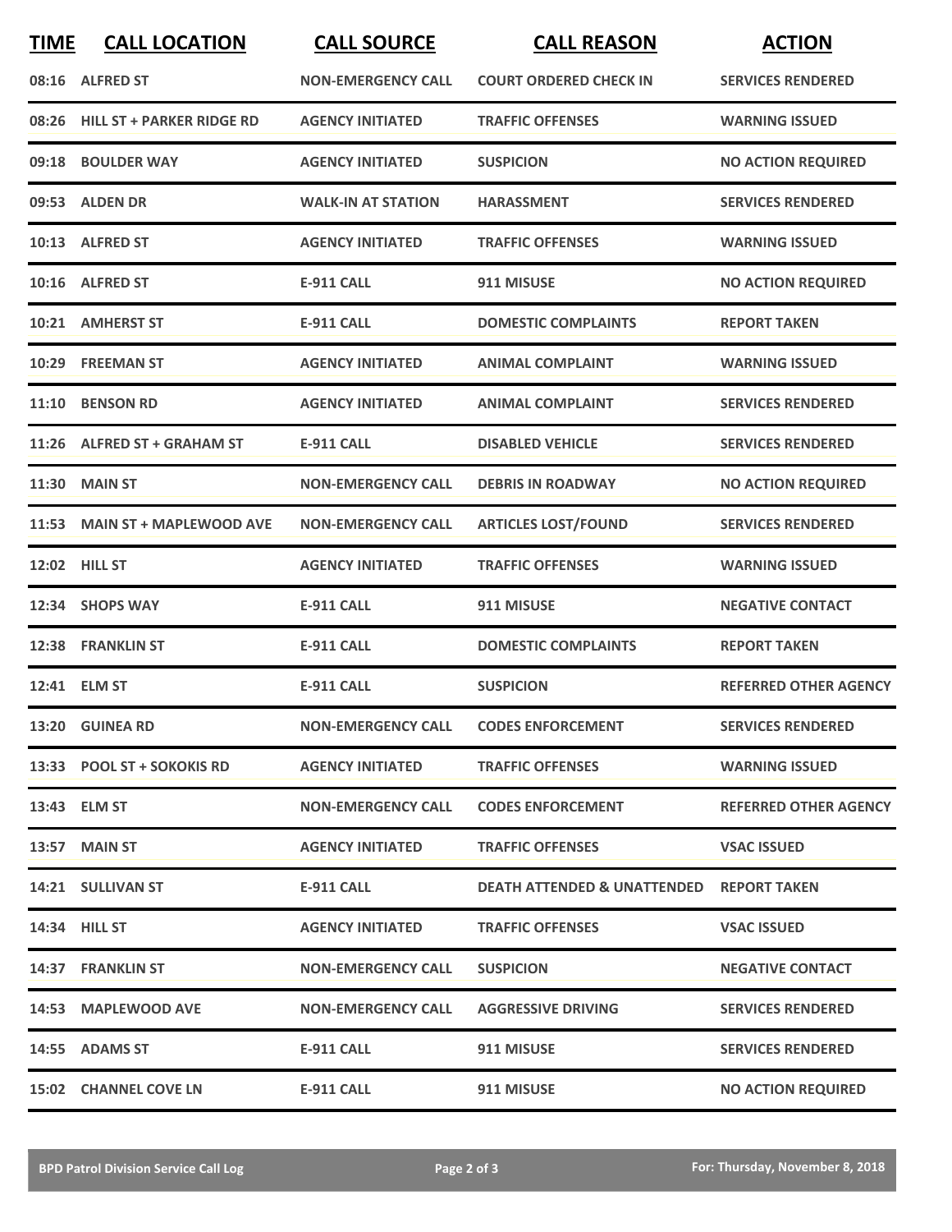| TIME | CALL LOCATION | CALL SOURCE | CALL REASON | ACTION |
|---|---|---|---|---|
| 08:16 | ALFRED ST | NON-EMERGENCY CALL | COURT ORDERED CHECK IN | SERVICES RENDERED |
| 08:26 | HILL ST + PARKER RIDGE RD | AGENCY INITIATED | TRAFFIC OFFENSES | WARNING ISSUED |
| 09:18 | BOULDER WAY | AGENCY INITIATED | SUSPICION | NO ACTION REQUIRED |
| 09:53 | ALDEN DR | WALK-IN AT STATION | HARASSMENT | SERVICES RENDERED |
| 10:13 | ALFRED ST | AGENCY INITIATED | TRAFFIC OFFENSES | WARNING ISSUED |
| 10:16 | ALFRED ST | E-911 CALL | 911 MISUSE | NO ACTION REQUIRED |
| 10:21 | AMHERST ST | E-911 CALL | DOMESTIC COMPLAINTS | REPORT TAKEN |
| 10:29 | FREEMAN ST | AGENCY INITIATED | ANIMAL COMPLAINT | WARNING ISSUED |
| 11:10 | BENSON RD | AGENCY INITIATED | ANIMAL COMPLAINT | SERVICES RENDERED |
| 11:26 | ALFRED ST + GRAHAM ST | E-911 CALL | DISABLED VEHICLE | SERVICES RENDERED |
| 11:30 | MAIN ST | NON-EMERGENCY CALL | DEBRIS IN ROADWAY | NO ACTION REQUIRED |
| 11:53 | MAIN ST + MAPLEWOOD AVE | NON-EMERGENCY CALL | ARTICLES LOST/FOUND | SERVICES RENDERED |
| 12:02 | HILL ST | AGENCY INITIATED | TRAFFIC OFFENSES | WARNING ISSUED |
| 12:34 | SHOPS WAY | E-911 CALL | 911 MISUSE | NEGATIVE CONTACT |
| 12:38 | FRANKLIN ST | E-911 CALL | DOMESTIC COMPLAINTS | REPORT TAKEN |
| 12:41 | ELM ST | E-911 CALL | SUSPICION | REFERRED OTHER AGENCY |
| 13:20 | GUINEA RD | NON-EMERGENCY CALL | CODES ENFORCEMENT | SERVICES RENDERED |
| 13:33 | POOL ST + SOKOKIS RD | AGENCY INITIATED | TRAFFIC OFFENSES | WARNING ISSUED |
| 13:43 | ELM ST | NON-EMERGENCY CALL | CODES ENFORCEMENT | REFERRED OTHER AGENCY |
| 13:57 | MAIN ST | AGENCY INITIATED | TRAFFIC OFFENSES | VSAC ISSUED |
| 14:21 | SULLIVAN ST | E-911 CALL | DEATH ATTENDED & UNATTENDED | REPORT TAKEN |
| 14:34 | HILL ST | AGENCY INITIATED | TRAFFIC OFFENSES | VSAC ISSUED |
| 14:37 | FRANKLIN ST | NON-EMERGENCY CALL | SUSPICION | NEGATIVE CONTACT |
| 14:53 | MAPLEWOOD AVE | NON-EMERGENCY CALL | AGGRESSIVE DRIVING | SERVICES RENDERED |
| 14:55 | ADAMS ST | E-911 CALL | 911 MISUSE | SERVICES RENDERED |
| 15:02 | CHANNEL COVE LN | E-911 CALL | 911 MISUSE | NO ACTION REQUIRED |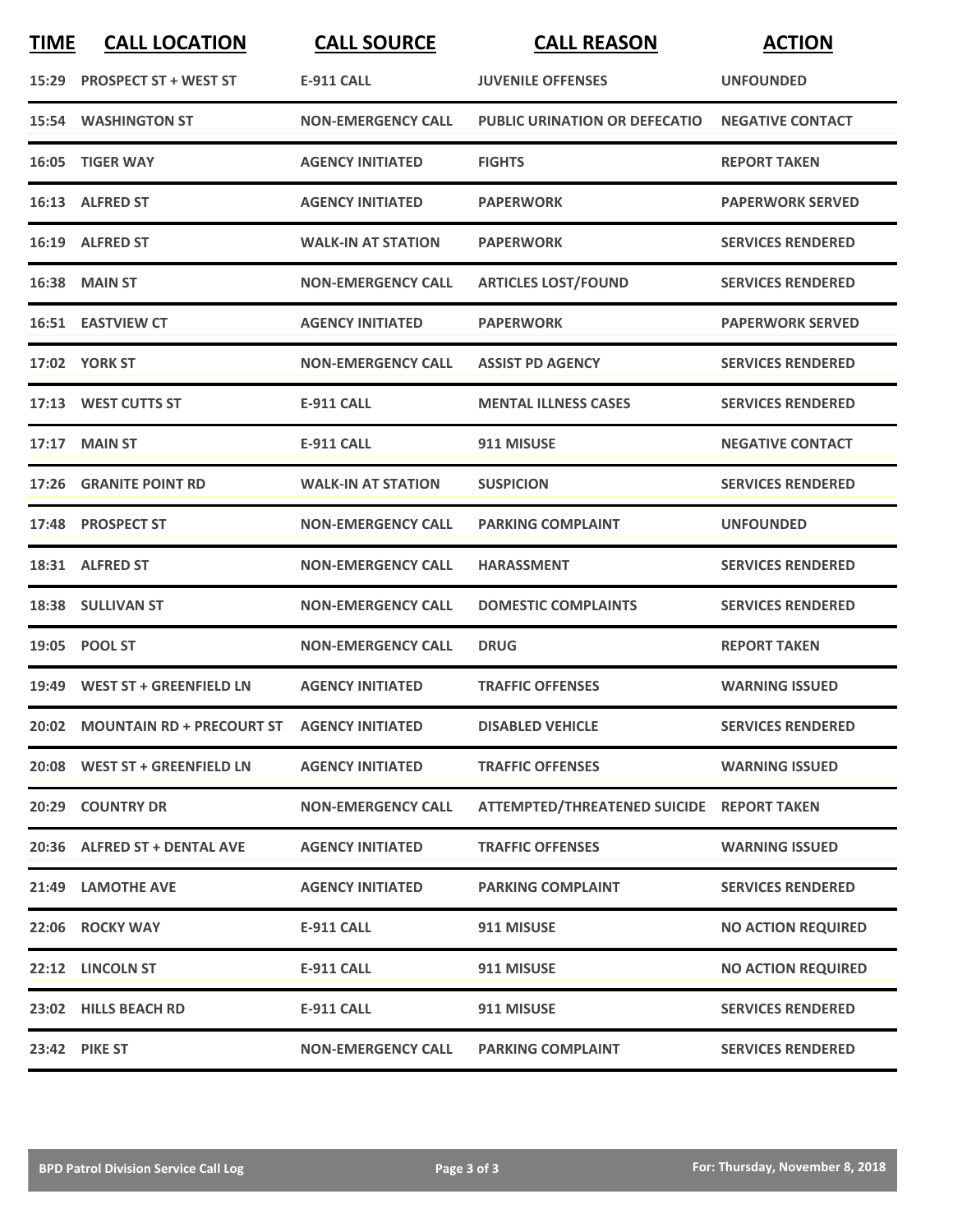| TIME | CALL LOCATION | CALL SOURCE | CALL REASON | ACTION |
|---|---|---|---|---|
| 15:29 | PROSPECT ST + WEST ST | E-911 CALL | JUVENILE OFFENSES | UNFOUNDED |
| 15:54 | WASHINGTON ST | NON-EMERGENCY CALL | PUBLIC URINATION OR DEFECATIO | NEGATIVE CONTACT |
| 16:05 | TIGER WAY | AGENCY INITIATED | FIGHTS | REPORT TAKEN |
| 16:13 | ALFRED ST | AGENCY INITIATED | PAPERWORK | PAPERWORK SERVED |
| 16:19 | ALFRED ST | WALK-IN AT STATION | PAPERWORK | SERVICES RENDERED |
| 16:38 | MAIN ST | NON-EMERGENCY CALL | ARTICLES LOST/FOUND | SERVICES RENDERED |
| 16:51 | EASTVIEW CT | AGENCY INITIATED | PAPERWORK | PAPERWORK SERVED |
| 17:02 | YORK ST | NON-EMERGENCY CALL | ASSIST PD AGENCY | SERVICES RENDERED |
| 17:13 | WEST CUTTS ST | E-911 CALL | MENTAL ILLNESS CASES | SERVICES RENDERED |
| 17:17 | MAIN ST | E-911 CALL | 911 MISUSE | NEGATIVE CONTACT |
| 17:26 | GRANITE POINT RD | WALK-IN AT STATION | SUSPICION | SERVICES RENDERED |
| 17:48 | PROSPECT ST | NON-EMERGENCY CALL | PARKING COMPLAINT | UNFOUNDED |
| 18:31 | ALFRED ST | NON-EMERGENCY CALL | HARASSMENT | SERVICES RENDERED |
| 18:38 | SULLIVAN ST | NON-EMERGENCY CALL | DOMESTIC COMPLAINTS | SERVICES RENDERED |
| 19:05 | POOL ST | NON-EMERGENCY CALL | DRUG | REPORT TAKEN |
| 19:49 | WEST ST + GREENFIELD LN | AGENCY INITIATED | TRAFFIC OFFENSES | WARNING ISSUED |
| 20:02 | MOUNTAIN RD + PRECOURT ST | AGENCY INITIATED | DISABLED VEHICLE | SERVICES RENDERED |
| 20:08 | WEST ST + GREENFIELD LN | AGENCY INITIATED | TRAFFIC OFFENSES | WARNING ISSUED |
| 20:29 | COUNTRY DR | NON-EMERGENCY CALL | ATTEMPTED/THREATENED SUICIDE | REPORT TAKEN |
| 20:36 | ALFRED ST + DENTAL AVE | AGENCY INITIATED | TRAFFIC OFFENSES | WARNING ISSUED |
| 21:49 | LAMOTHE AVE | AGENCY INITIATED | PARKING COMPLAINT | SERVICES RENDERED |
| 22:06 | ROCKY WAY | E-911 CALL | 911 MISUSE | NO ACTION REQUIRED |
| 22:12 | LINCOLN ST | E-911 CALL | 911 MISUSE | NO ACTION REQUIRED |
| 23:02 | HILLS BEACH RD | E-911 CALL | 911 MISUSE | SERVICES RENDERED |
| 23:42 | PIKE ST | NON-EMERGENCY CALL | PARKING COMPLAINT | SERVICES RENDERED |